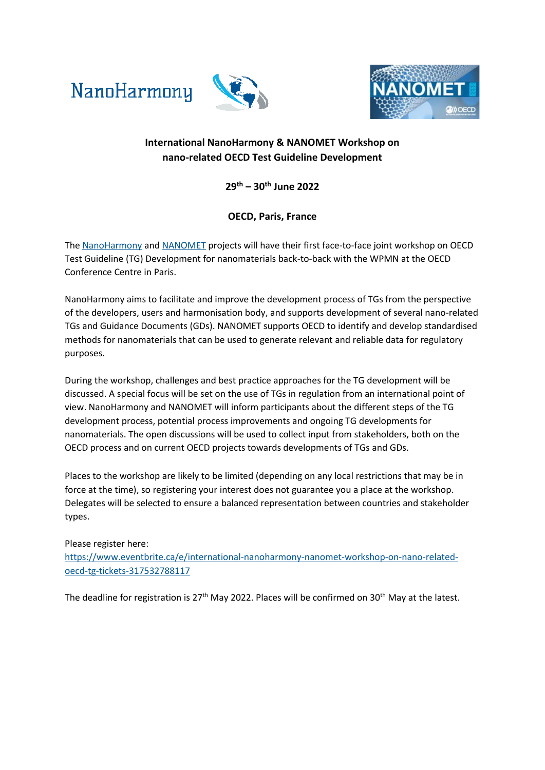**International NanoHarmony & NANOMET Workshop on nano-related OECD Test Guideline Development**

**29th – 30th June 2022**

**OECD, Paris, France**

The NanoHarmony and NANOMET projects will have their first face-to-face joint workshop on OECD Test Guideline (TG) Development for nanomaterials back-to-back with the WPMN at the OECD Conference Centre in Paris.

NanoHarmony aims to facilitate and improve the development process of TGs from the perspective of the developers, users and harmonisation body, and supports development of several nano-related TGs and Guidance Documents (GDs). NANOMET supports OECD to identify and develop standardised methods for nanomaterials that can be used to generate relevant and reliable data for regulatory purposes.

During the workshop, challenges and best practice approaches for the TG development will be discussed. A special focus will be set on the use of TGs in regulation from an international point of view. NanoHarmony and NANOMET will inform participants about the different steps of the TG development process, potential process improvements and ongoing TG developments for nanomaterials. The open discussions will be used to collect input from stakeholders, both on the OECD process and on current OECD projects towards developments of TGs and GDs.

Places to the workshop are likely to be limited (depending on any local restrictions that may be in force at the time), so registering your interest does not guarantee you a place at the workshop. Delegates will be selected to ensure a balanced representation between countries and stakeholder types.

Please register here:
https://www.eventbrite.ca/e/international-nanoharmony-nanomet-workshop-on-nano-related-oecd-tg-tickets-317532788117

The deadline for registration is 27th May 2022. Places will be confirmed on 30th May at the latest.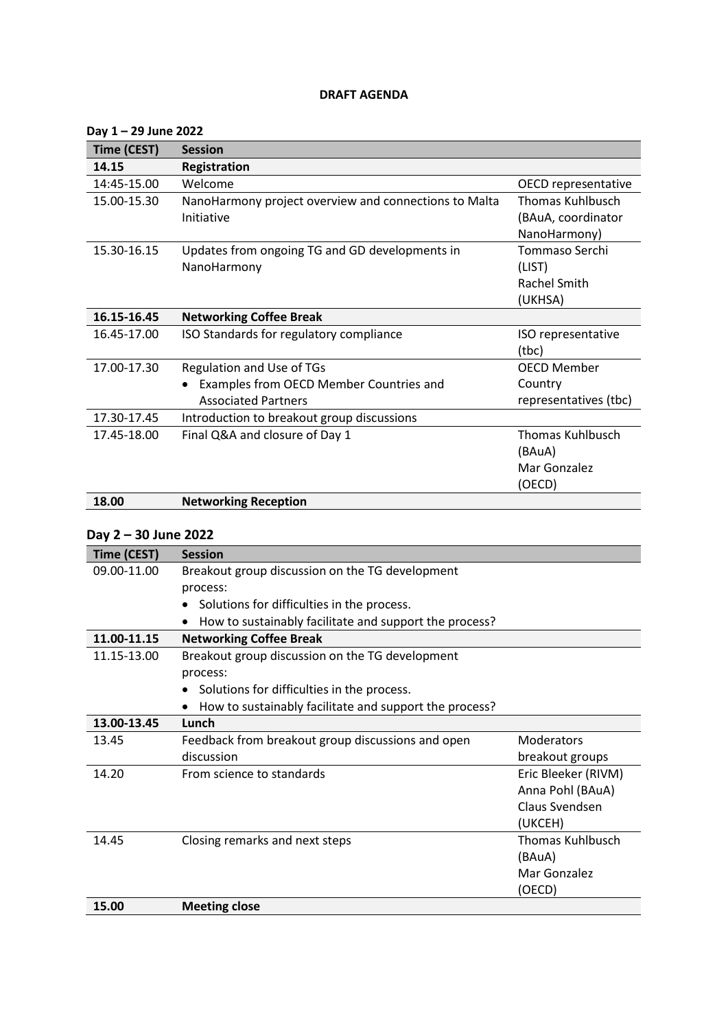**DRAFT AGENDA**

**Day 1 – 29 June 2022**

| Time (CEST) | Session | |
|---|---|---|
| **14.15** | **Registration** | |
| 14:45-15.00 | Welcome | OECD representative |
| 15.00-15.30 | NanoHarmony project overview and connections to Malta Initiative | Thomas Kuhlbusch (BAuA, coordinator NanoHarmony) |
| 15.30-16.15 | Updates from ongoing TG and GD developments in NanoHarmony | Tommaso Serchi (LIST)<br>Rachel Smith (UKHSA) |
| **16.15-16.45** | **Networking Coffee Break** | |
| 16.45-17.00 | ISO Standards for regulatory compliance | ISO representative (tbc) |
| 17.00-17.30 | Regulation and Use of TGs<br>• Examples from OECD Member Countries and Associated Partners | OECD Member Country representatives (tbc) |
| 17.30-17.45 | Introduction to breakout group discussions | |
| 17.45-18.00 | Final Q&A and closure of Day 1 | Thomas Kuhlbusch (BAuA)<br>Mar Gonzalez (OECD) |
| **18.00** | **Networking Reception** | |

**Day 2 – 30 June 2022**

| Time (CEST) | Session | |
|---|---|---|
| 09.00-11.00 | Breakout group discussion on the TG development process:<br>• Solutions for difficulties in the process.<br>• How to sustainably facilitate and support the process? | |
| **11.00-11.15** | **Networking Coffee Break** | |
| 11.15-13.00 | Breakout group discussion on the TG development process:<br>• Solutions for difficulties in the process.<br>• How to sustainably facilitate and support the process? | |
| **13.00-13.45** | **Lunch** | |
| 13.45 | Feedback from breakout group discussions and open discussion | Moderators breakout groups |
| 14.20 | From science to standards | Eric Bleeker (RIVM)<br>Anna Pohl (BAuA)<br>Claus Svendsen (UKCEH) |
| 14.45 | Closing remarks and next steps | Thomas Kuhlbusch (BAuA)<br>Mar Gonzalez (OECD) |
| **15.00** | **Meeting close** | |